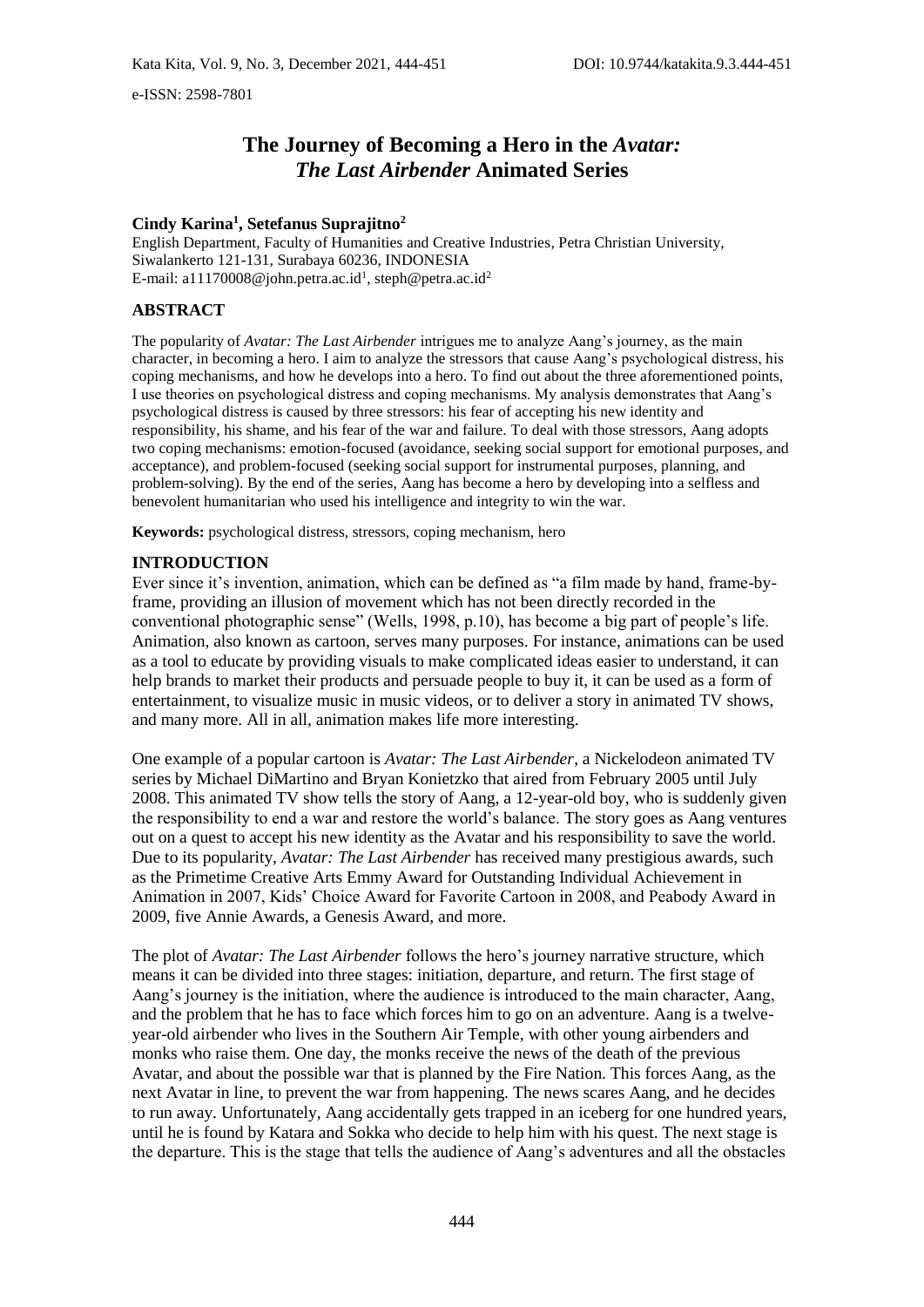# The Journey of Becoming a Hero in the *Avatar: The Last Airbender* Animated Series

**Cindy Karina[1], Setefanus Suprajitno[2]**

English Department, Faculty of Humanities and Creative Industries, Petra Christian University, Siwalankerto 121-131, Surabaya 60236, INDONESIA
E-mail: a11170008@john.petra.ac.id[1], steph@petra.ac.id[2]

## ABSTRACT

The popularity of *Avatar: The Last Airbender* intrigues me to analyze Aang's journey, as the main character, in becoming a hero. I aim to analyze the stressors that cause Aang's psychological distress, his coping mechanisms, and how he develops into a hero. To find out about the three aforementioned points, I use theories on psychological distress and coping mechanisms. My analysis demonstrates that Aang's psychological distress is caused by three stressors: his fear of accepting his new identity and responsibility, his shame, and his fear of the war and failure. To deal with those stressors, Aang adopts two coping mechanisms: emotion-focused (avoidance, seeking social support for emotional purposes, and acceptance), and problem-focused (seeking social support for instrumental purposes, planning, and problem-solving). By the end of the series, Aang has become a hero by developing into a selfless and benevolent humanitarian who used his intelligence and integrity to win the war.

**Keywords:** psychological distress, stressors, coping mechanism, hero

## INTRODUCTION

Ever since it's invention, animation, which can be defined as "a film made by hand, frame-by-frame, providing an illusion of movement which has not been directly recorded in the conventional photographic sense" (Wells, 1998, p.10), has become a big part of people's life. Animation, also known as cartoon, serves many purposes. For instance, animations can be used as a tool to educate by providing visuals to make complicated ideas easier to understand, it can help brands to market their products and persuade people to buy it, it can be used as a form of entertainment, to visualize music in music videos, or to deliver a story in animated TV shows, and many more. All in all, animation makes life more interesting.

One example of a popular cartoon is *Avatar: The Last Airbender*, a Nickelodeon animated TV series by Michael DiMartino and Bryan Konietzko that aired from February 2005 until July 2008. This animated TV show tells the story of Aang, a 12-year-old boy, who is suddenly given the responsibility to end a war and restore the world's balance. The story goes as Aang ventures out on a quest to accept his new identity as the Avatar and his responsibility to save the world. Due to its popularity, *Avatar: The Last Airbender* has received many prestigious awards, such as the Primetime Creative Arts Emmy Award for Outstanding Individual Achievement in Animation in 2007, Kids' Choice Award for Favorite Cartoon in 2008, and Peabody Award in 2009, five Annie Awards, a Genesis Award, and more.

The plot of *Avatar: The Last Airbender* follows the hero's journey narrative structure, which means it can be divided into three stages: initiation, departure, and return. The first stage of Aang's journey is the initiation, where the audience is introduced to the main character, Aang, and the problem that he has to face which forces him to go on an adventure. Aang is a twelve-year-old airbender who lives in the Southern Air Temple, with other young airbenders and monks who raise them. One day, the monks receive the news of the death of the previous Avatar, and about the possible war that is planned by the Fire Nation. This forces Aang, as the next Avatar in line, to prevent the war from happening. The news scares Aang, and he decides to run away. Unfortunately, Aang accidentally gets trapped in an iceberg for one hundred years, until he is found by Katara and Sokka who decide to help him with his quest. The next stage is the departure. This is the stage that tells the audience of Aang's adventures and all the obstacles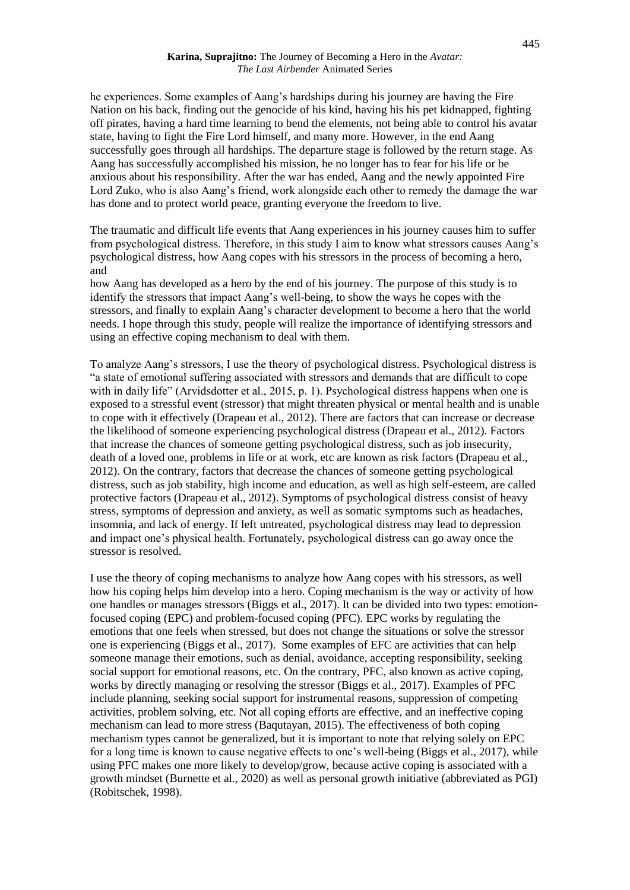he experiences. Some examples of Aang's hardships during his journey are having the Fire Nation on his back, finding out the genocide of his kind, having his his pet kidnapped, fighting off pirates, having a hard time learning to bend the elements, not being able to control his avatar state, having to fight the Fire Lord himself, and many more. However, in the end Aang successfully goes through all hardships. The departure stage is followed by the return stage. As Aang has successfully accomplished his mission, he no longer has to fear for his life or be anxious about his responsibility. After the war has ended, Aang and the newly appointed Fire Lord Zuko, who is also Aang's friend, work alongside each other to remedy the damage the war has done and to protect world peace, granting everyone the freedom to live.

The traumatic and difficult life events that Aang experiences in his journey causes him to suffer from psychological distress. Therefore, in this study I aim to know what stressors causes Aang's psychological distress, how Aang copes with his stressors in the process of becoming a hero, and

how Aang has developed as a hero by the end of his journey. The purpose of this study is to identify the stressors that impact Aang's well-being, to show the ways he copes with the stressors, and finally to explain Aang's character development to become a hero that the world needs. I hope through this study, people will realize the importance of identifying stressors and using an effective coping mechanism to deal with them.

To analyze Aang's stressors, I use the theory of psychological distress. Psychological distress is "a state of emotional suffering associated with stressors and demands that are difficult to cope with in daily life" (Arvidsdotter et al., 2015, p. 1). Psychological distress happens when one is exposed to a stressful event (stressor) that might threaten physical or mental health and is unable to cope with it effectively (Drapeau et al., 2012). There are factors that can increase or decrease the likelihood of someone experiencing psychological distress (Drapeau et al., 2012). Factors that increase the chances of someone getting psychological distress, such as job insecurity, death of a loved one, problems in life or at work, etc are known as risk factors (Drapeau et al., 2012). On the contrary, factors that decrease the chances of someone getting psychological distress, such as job stability, high income and education, as well as high self-esteem, are called protective factors (Drapeau et al., 2012). Symptoms of psychological distress consist of heavy stress, symptoms of depression and anxiety, as well as somatic symptoms such as headaches, insomnia, and lack of energy. If left untreated, psychological distress may lead to depression and impact one's physical health. Fortunately, psychological distress can go away once the stressor is resolved.

I use the theory of coping mechanisms to analyze how Aang copes with his stressors, as well how his coping helps him develop into a hero. Coping mechanism is the way or activity of how one handles or manages stressors (Biggs et al., 2017). It can be divided into two types: emotion-focused coping (EPC) and problem-focused coping (PFC). EPC works by regulating the emotions that one feels when stressed, but does not change the situations or solve the stressor one is experiencing (Biggs et al., 2017). Some examples of EFC are activities that can help someone manage their emotions, such as denial, avoidance, accepting responsibility, seeking social support for emotional reasons, etc. On the contrary, PFC, also known as active coping, works by directly managing or resolving the stressor (Biggs et al., 2017). Examples of PFC include planning, seeking social support for instrumental reasons, suppression of competing activities, problem solving, etc. Not all coping efforts are effective, and an ineffective coping mechanism can lead to more stress (Baqutayan, 2015). The effectiveness of both coping mechanism types cannot be generalized, but it is important to note that relying solely on EPC for a long time is known to cause negative effects to one's well-being (Biggs et al., 2017), while using PFC makes one more likely to develop/grow, because active coping is associated with a growth mindset (Burnette et al., 2020) as well as personal growth initiative (abbreviated as PGI) (Robitschek, 1998).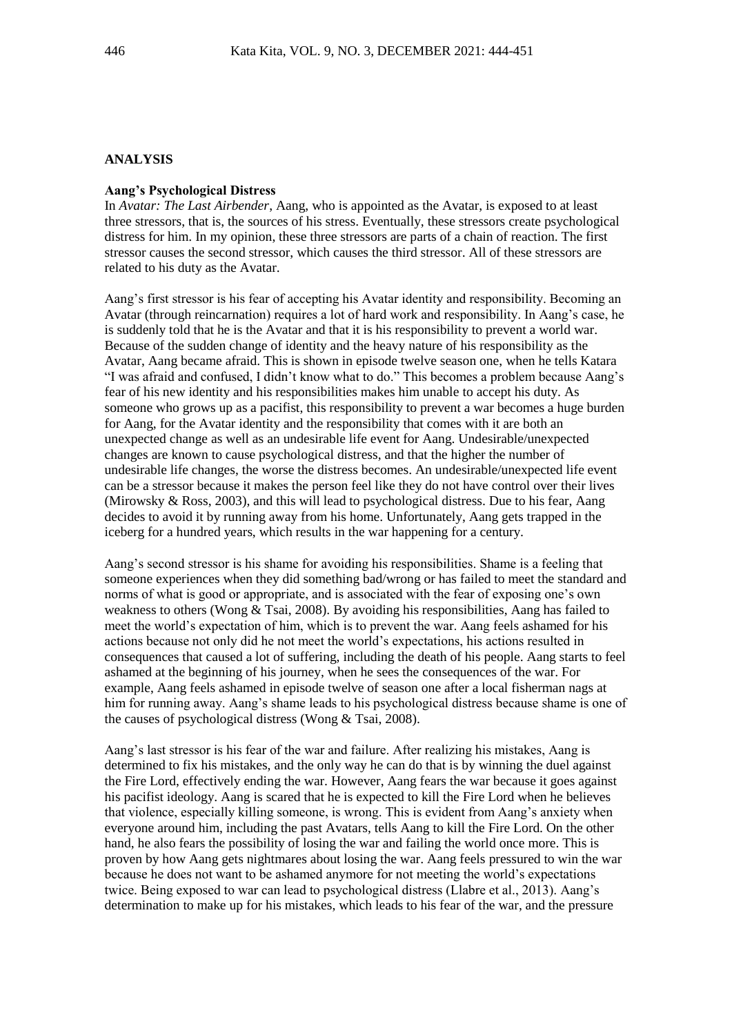## ANALYSIS

### Aang's Psychological Distress

In *Avatar: The Last Airbender*, Aang, who is appointed as the Avatar, is exposed to at least three stressors, that is, the sources of his stress. Eventually, these stressors create psychological distress for him. In my opinion, these three stressors are parts of a chain of reaction. The first stressor causes the second stressor, which causes the third stressor. All of these stressors are related to his duty as the Avatar.

Aang's first stressor is his fear of accepting his Avatar identity and responsibility. Becoming an Avatar (through reincarnation) requires a lot of hard work and responsibility. In Aang's case, he is suddenly told that he is the Avatar and that it is his responsibility to prevent a world war. Because of the sudden change of identity and the heavy nature of his responsibility as the Avatar, Aang became afraid. This is shown in episode twelve season one, when he tells Katara "I was afraid and confused, I didn't know what to do." This becomes a problem because Aang's fear of his new identity and his responsibilities makes him unable to accept his duty. As someone who grows up as a pacifist, this responsibility to prevent a war becomes a huge burden for Aang, for the Avatar identity and the responsibility that comes with it are both an unexpected change as well as an undesirable life event for Aang. Undesirable/unexpected changes are known to cause psychological distress, and that the higher the number of undesirable life changes, the worse the distress becomes. An undesirable/unexpected life event can be a stressor because it makes the person feel like they do not have control over their lives (Mirowsky & Ross, 2003), and this will lead to psychological distress. Due to his fear, Aang decides to avoid it by running away from his home. Unfortunately, Aang gets trapped in the iceberg for a hundred years, which results in the war happening for a century.

Aang's second stressor is his shame for avoiding his responsibilities. Shame is a feeling that someone experiences when they did something bad/wrong or has failed to meet the standard and norms of what is good or appropriate, and is associated with the fear of exposing one's own weakness to others (Wong & Tsai, 2008). By avoiding his responsibilities, Aang has failed to meet the world's expectation of him, which is to prevent the war. Aang feels ashamed for his actions because not only did he not meet the world's expectations, his actions resulted in consequences that caused a lot of suffering, including the death of his people. Aang starts to feel ashamed at the beginning of his journey, when he sees the consequences of the war. For example, Aang feels ashamed in episode twelve of season one after a local fisherman nags at him for running away. Aang's shame leads to his psychological distress because shame is one of the causes of psychological distress (Wong & Tsai, 2008).

Aang's last stressor is his fear of the war and failure. After realizing his mistakes, Aang is determined to fix his mistakes, and the only way he can do that is by winning the duel against the Fire Lord, effectively ending the war. However, Aang fears the war because it goes against his pacifist ideology. Aang is scared that he is expected to kill the Fire Lord when he believes that violence, especially killing someone, is wrong. This is evident from Aang's anxiety when everyone around him, including the past Avatars, tells Aang to kill the Fire Lord. On the other hand, he also fears the possibility of losing the war and failing the world once more. This is proven by how Aang gets nightmares about losing the war. Aang feels pressured to win the war because he does not want to be ashamed anymore for not meeting the world's expectations twice. Being exposed to war can lead to psychological distress (Llabre et al., 2013). Aang's determination to make up for his mistakes, which leads to his fear of the war, and the pressure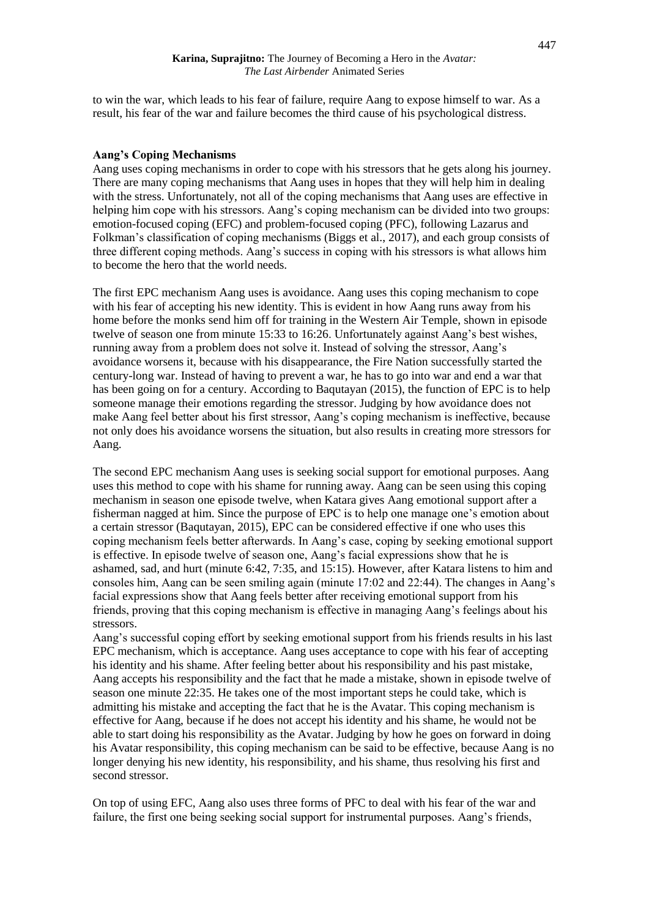to win the war, which leads to his fear of failure, require Aang to expose himself to war. As a result, his fear of the war and failure becomes the third cause of his psychological distress.

**Aang's Coping Mechanisms**

Aang uses coping mechanisms in order to cope with his stressors that he gets along his journey. There are many coping mechanisms that Aang uses in hopes that they will help him in dealing with the stress. Unfortunately, not all of the coping mechanisms that Aang uses are effective in helping him cope with his stressors. Aang's coping mechanism can be divided into two groups: emotion-focused coping (EFC) and problem-focused coping (PFC), following Lazarus and Folkman's classification of coping mechanisms (Biggs et al., 2017), and each group consists of three different coping methods. Aang's success in coping with his stressors is what allows him to become the hero that the world needs.

The first EPC mechanism Aang uses is avoidance. Aang uses this coping mechanism to cope with his fear of accepting his new identity. This is evident in how Aang runs away from his home before the monks send him off for training in the Western Air Temple, shown in episode twelve of season one from minute 15:33 to 16:26. Unfortunately against Aang's best wishes, running away from a problem does not solve it. Instead of solving the stressor, Aang's avoidance worsens it, because with his disappearance, the Fire Nation successfully started the century-long war. Instead of having to prevent a war, he has to go into war and end a war that has been going on for a century. According to Baqutayan (2015), the function of EPC is to help someone manage their emotions regarding the stressor. Judging by how avoidance does not make Aang feel better about his first stressor, Aang's coping mechanism is ineffective, because not only does his avoidance worsens the situation, but also results in creating more stressors for Aang.

The second EPC mechanism Aang uses is seeking social support for emotional purposes. Aang uses this method to cope with his shame for running away. Aang can be seen using this coping mechanism in season one episode twelve, when Katara gives Aang emotional support after a fisherman nagged at him. Since the purpose of EPC is to help one manage one's emotion about a certain stressor (Baqutayan, 2015), EPC can be considered effective if one who uses this coping mechanism feels better afterwards. In Aang's case, coping by seeking emotional support is effective. In episode twelve of season one, Aang's facial expressions show that he is ashamed, sad, and hurt (minute 6:42, 7:35, and 15:15). However, after Katara listens to him and consoles him, Aang can be seen smiling again (minute 17:02 and 22:44). The changes in Aang's facial expressions show that Aang feels better after receiving emotional support from his friends, proving that this coping mechanism is effective in managing Aang's feelings about his stressors.

Aang's successful coping effort by seeking emotional support from his friends results in his last EPC mechanism, which is acceptance. Aang uses acceptance to cope with his fear of accepting his identity and his shame. After feeling better about his responsibility and his past mistake, Aang accepts his responsibility and the fact that he made a mistake, shown in episode twelve of season one minute 22:35. He takes one of the most important steps he could take, which is admitting his mistake and accepting the fact that he is the Avatar. This coping mechanism is effective for Aang, because if he does not accept his identity and his shame, he would not be able to start doing his responsibility as the Avatar. Judging by how he goes on forward in doing his Avatar responsibility, this coping mechanism can be said to be effective, because Aang is no longer denying his new identity, his responsibility, and his shame, thus resolving his first and second stressor.

On top of using EFC, Aang also uses three forms of PFC to deal with his fear of the war and failure, the first one being seeking social support for instrumental purposes. Aang's friends,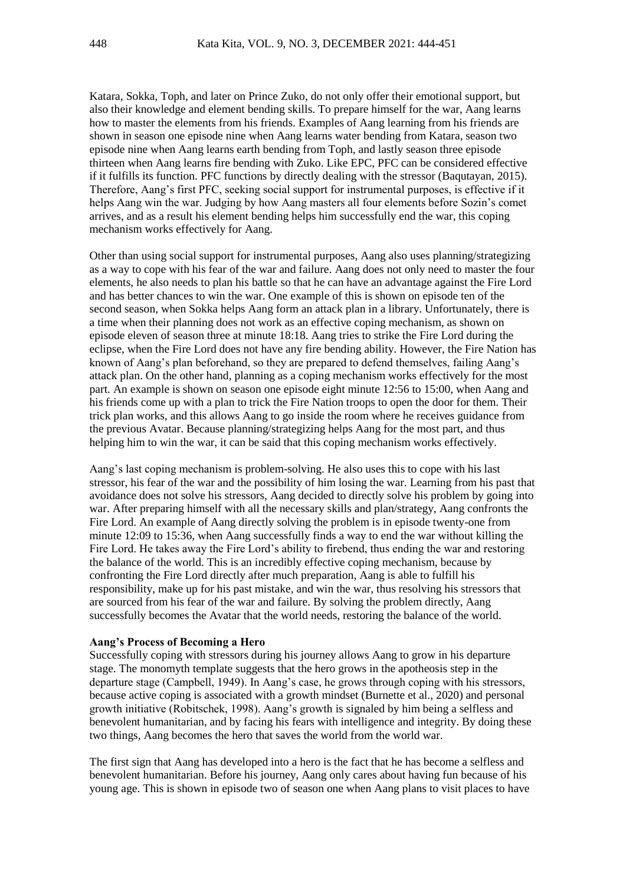Katara, Sokka, Toph, and later on Prince Zuko, do not only offer their emotional support, but also their knowledge and element bending skills. To prepare himself for the war, Aang learns how to master the elements from his friends. Examples of Aang learning from his friends are shown in season one episode nine when Aang learns water bending from Katara, season two episode nine when Aang learns earth bending from Toph, and lastly season three episode thirteen when Aang learns fire bending with Zuko. Like EPC, PFC can be considered effective if it fulfills its function. PFC functions by directly dealing with the stressor (Baqutayan, 2015). Therefore, Aang's first PFC, seeking social support for instrumental purposes, is effective if it helps Aang win the war. Judging by how Aang masters all four elements before Sozin's comet arrives, and as a result his element bending helps him successfully end the war, this coping mechanism works effectively for Aang.

Other than using social support for instrumental purposes, Aang also uses planning/strategizing as a way to cope with his fear of the war and failure. Aang does not only need to master the four elements, he also needs to plan his battle so that he can have an advantage against the Fire Lord and has better chances to win the war. One example of this is shown on episode ten of the second season, when Sokka helps Aang form an attack plan in a library. Unfortunately, there is a time when their planning does not work as an effective coping mechanism, as shown on episode eleven of season three at minute 18:18. Aang tries to strike the Fire Lord during the eclipse, when the Fire Lord does not have any fire bending ability. However, the Fire Nation has known of Aang's plan beforehand, so they are prepared to defend themselves, failing Aang's attack plan. On the other hand, planning as a coping mechanism works effectively for the most part. An example is shown on season one episode eight minute 12:56 to 15:00, when Aang and his friends come up with a plan to trick the Fire Nation troops to open the door for them. Their trick plan works, and this allows Aang to go inside the room where he receives guidance from the previous Avatar. Because planning/strategizing helps Aang for the most part, and thus helping him to win the war, it can be said that this coping mechanism works effectively.

Aang's last coping mechanism is problem-solving. He also uses this to cope with his last stressor, his fear of the war and the possibility of him losing the war. Learning from his past that avoidance does not solve his stressors, Aang decided to directly solve his problem by going into war. After preparing himself with all the necessary skills and plan/strategy, Aang confronts the Fire Lord. An example of Aang directly solving the problem is in episode twenty-one from minute 12:09 to 15:36, when Aang successfully finds a way to end the war without killing the Fire Lord. He takes away the Fire Lord's ability to firebend, thus ending the war and restoring the balance of the world. This is an incredibly effective coping mechanism, because by confronting the Fire Lord directly after much preparation, Aang is able to fulfill his responsibility, make up for his past mistake, and win the war, thus resolving his stressors that are sourced from his fear of the war and failure. By solving the problem directly, Aang successfully becomes the Avatar that the world needs, restoring the balance of the world.

**Aang's Process of Becoming a Hero**

Successfully coping with stressors during his journey allows Aang to grow in his departure stage. The monomyth template suggests that the hero grows in the apotheosis step in the departure stage (Campbell, 1949). In Aang's case, he grows through coping with his stressors, because active coping is associated with a growth mindset (Burnette et al., 2020) and personal growth initiative (Robitschek, 1998). Aang's growth is signaled by him being a selfless and benevolent humanitarian, and by facing his fears with intelligence and integrity. By doing these two things, Aang becomes the hero that saves the world from the world war.

The first sign that Aang has developed into a hero is the fact that he has become a selfless and benevolent humanitarian. Before his journey, Aang only cares about having fun because of his young age. This is shown in episode two of season one when Aang plans to visit places to have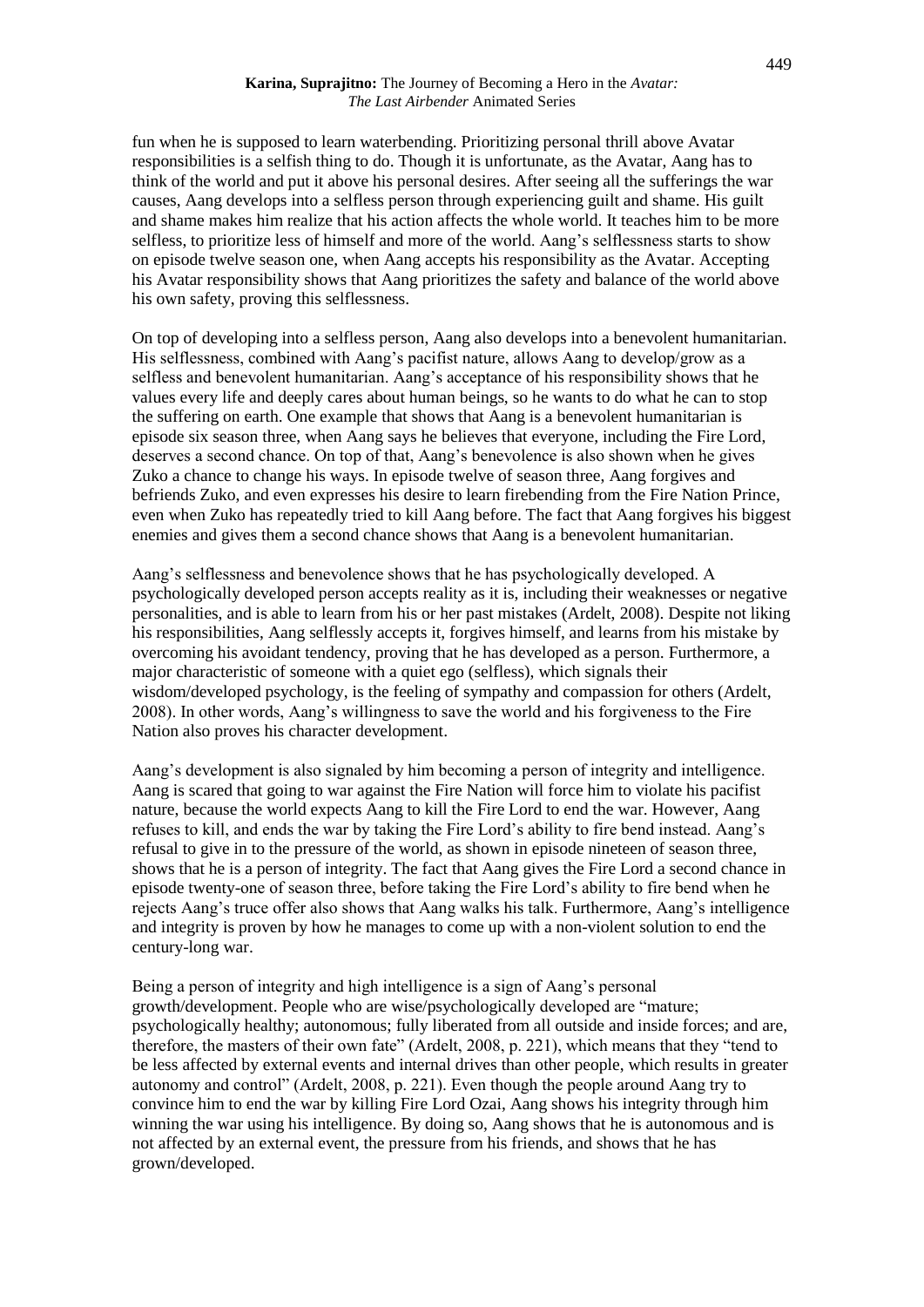fun when he is supposed to learn waterbending. Prioritizing personal thrill above Avatar responsibilities is a selfish thing to do. Though it is unfortunate, as the Avatar, Aang has to think of the world and put it above his personal desires. After seeing all the sufferings the war causes, Aang develops into a selfless person through experiencing guilt and shame. His guilt and shame makes him realize that his action affects the whole world. It teaches him to be more selfless, to prioritize less of himself and more of the world. Aang's selflessness starts to show on episode twelve season one, when Aang accepts his responsibility as the Avatar. Accepting his Avatar responsibility shows that Aang prioritizes the safety and balance of the world above his own safety, proving this selflessness.

On top of developing into a selfless person, Aang also develops into a benevolent humanitarian. His selflessness, combined with Aang's pacifist nature, allows Aang to develop/grow as a selfless and benevolent humanitarian. Aang's acceptance of his responsibility shows that he values every life and deeply cares about human beings, so he wants to do what he can to stop the suffering on earth. One example that shows that Aang is a benevolent humanitarian is episode six season three, when Aang says he believes that everyone, including the Fire Lord, deserves a second chance. On top of that, Aang's benevolence is also shown when he gives Zuko a chance to change his ways. In episode twelve of season three, Aang forgives and befriends Zuko, and even expresses his desire to learn firebending from the Fire Nation Prince, even when Zuko has repeatedly tried to kill Aang before. The fact that Aang forgives his biggest enemies and gives them a second chance shows that Aang is a benevolent humanitarian.

Aang's selflessness and benevolence shows that he has psychologically developed. A psychologically developed person accepts reality as it is, including their weaknesses or negative personalities, and is able to learn from his or her past mistakes (Ardelt, 2008). Despite not liking his responsibilities, Aang selflessly accepts it, forgives himself, and learns from his mistake by overcoming his avoidant tendency, proving that he has developed as a person. Furthermore, a major characteristic of someone with a quiet ego (selfless), which signals their wisdom/developed psychology, is the feeling of sympathy and compassion for others (Ardelt, 2008). In other words, Aang's willingness to save the world and his forgiveness to the Fire Nation also proves his character development.

Aang's development is also signaled by him becoming a person of integrity and intelligence. Aang is scared that going to war against the Fire Nation will force him to violate his pacifist nature, because the world expects Aang to kill the Fire Lord to end the war. However, Aang refuses to kill, and ends the war by taking the Fire Lord's ability to fire bend instead. Aang's refusal to give in to the pressure of the world, as shown in episode nineteen of season three, shows that he is a person of integrity. The fact that Aang gives the Fire Lord a second chance in episode twenty-one of season three, before taking the Fire Lord's ability to fire bend when he rejects Aang's truce offer also shows that Aang walks his talk. Furthermore, Aang's intelligence and integrity is proven by how he manages to come up with a non-violent solution to end the century-long war.

Being a person of integrity and high intelligence is a sign of Aang's personal growth/development. People who are wise/psychologically developed are "mature; psychologically healthy; autonomous; fully liberated from all outside and inside forces; and are, therefore, the masters of their own fate" (Ardelt, 2008, p. 221), which means that they "tend to be less affected by external events and internal drives than other people, which results in greater autonomy and control" (Ardelt, 2008, p. 221). Even though the people around Aang try to convince him to end the war by killing Fire Lord Ozai, Aang shows his integrity through him winning the war using his intelligence. By doing so, Aang shows that he is autonomous and is not affected by an external event, the pressure from his friends, and shows that he has grown/developed.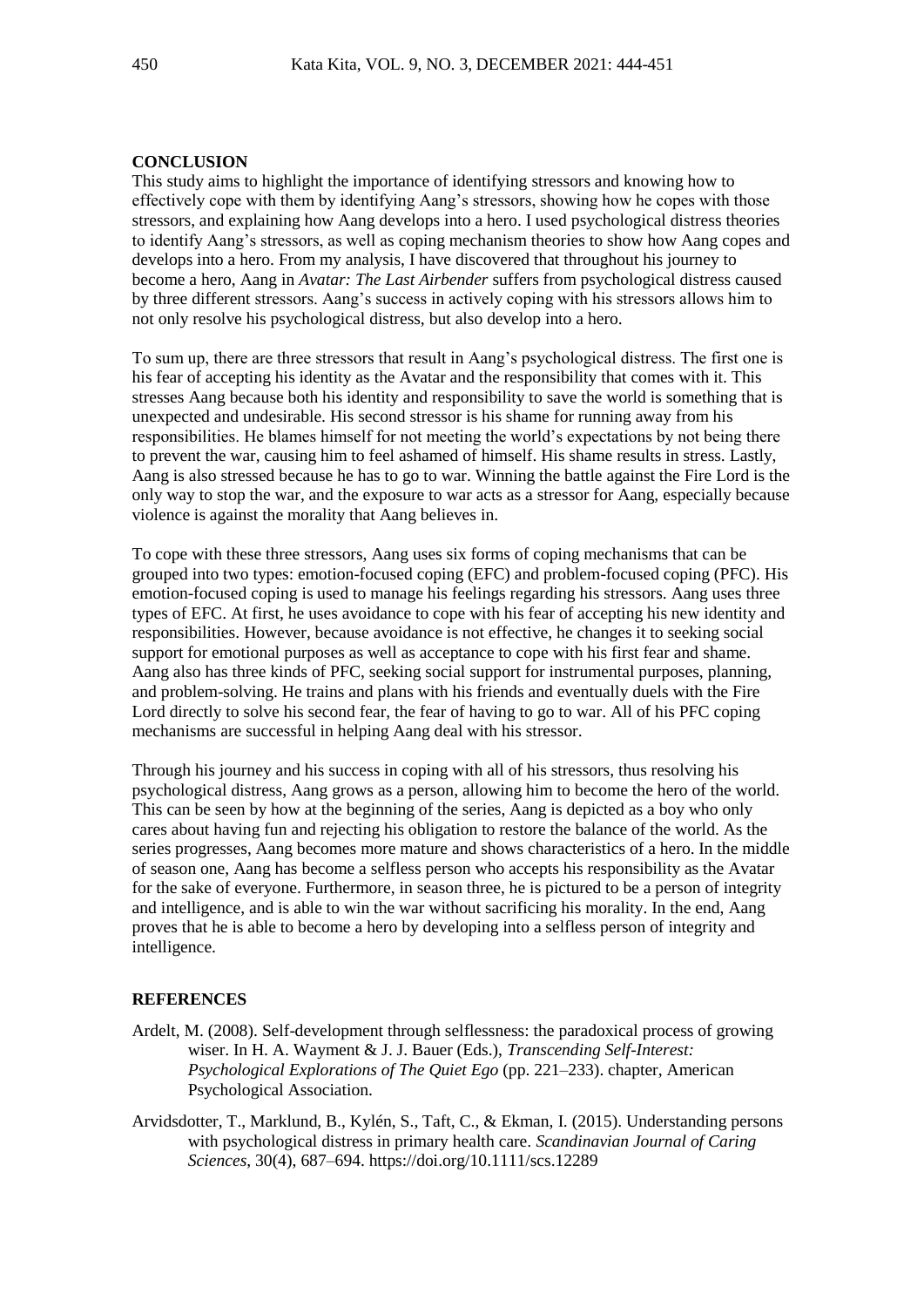## CONCLUSION

This study aims to highlight the importance of identifying stressors and knowing how to effectively cope with them by identifying Aang's stressors, showing how he copes with those stressors, and explaining how Aang develops into a hero. I used psychological distress theories to identify Aang's stressors, as well as coping mechanism theories to show how Aang copes and develops into a hero. From my analysis, I have discovered that throughout his journey to become a hero, Aang in *Avatar: The Last Airbender* suffers from psychological distress caused by three different stressors. Aang's success in actively coping with his stressors allows him to not only resolve his psychological distress, but also develop into a hero.

To sum up, there are three stressors that result in Aang's psychological distress. The first one is his fear of accepting his identity as the Avatar and the responsibility that comes with it. This stresses Aang because both his identity and responsibility to save the world is something that is unexpected and undesirable. His second stressor is his shame for running away from his responsibilities. He blames himself for not meeting the world's expectations by not being there to prevent the war, causing him to feel ashamed of himself. His shame results in stress. Lastly, Aang is also stressed because he has to go to war. Winning the battle against the Fire Lord is the only way to stop the war, and the exposure to war acts as a stressor for Aang, especially because violence is against the morality that Aang believes in.

To cope with these three stressors, Aang uses six forms of coping mechanisms that can be grouped into two types: emotion-focused coping (EFC) and problem-focused coping (PFC). His emotion-focused coping is used to manage his feelings regarding his stressors. Aang uses three types of EFC. At first, he uses avoidance to cope with his fear of accepting his new identity and responsibilities. However, because avoidance is not effective, he changes it to seeking social support for emotional purposes as well as acceptance to cope with his first fear and shame. Aang also has three kinds of PFC, seeking social support for instrumental purposes, planning, and problem-solving. He trains and plans with his friends and eventually duels with the Fire Lord directly to solve his second fear, the fear of having to go to war. All of his PFC coping mechanisms are successful in helping Aang deal with his stressor.

Through his journey and his success in coping with all of his stressors, thus resolving his psychological distress, Aang grows as a person, allowing him to become the hero of the world. This can be seen by how at the beginning of the series, Aang is depicted as a boy who only cares about having fun and rejecting his obligation to restore the balance of the world. As the series progresses, Aang becomes more mature and shows characteristics of a hero. In the middle of season one, Aang has become a selfless person who accepts his responsibility as the Avatar for the sake of everyone. Furthermore, in season three, he is pictured to be a person of integrity and intelligence, and is able to win the war without sacrificing his morality. In the end, Aang proves that he is able to become a hero by developing into a selfless person of integrity and intelligence.

## REFERENCES

Ardelt, M. (2008). Self-development through selflessness: the paradoxical process of growing wiser. In H. A. Wayment & J. J. Bauer (Eds.), *Transcending Self-Interest: Psychological Explorations of The Quiet Ego* (pp. 221–233). chapter, American Psychological Association.

Arvidsdotter, T., Marklund, B., Kylén, S., Taft, C., & Ekman, I. (2015). Understanding persons with psychological distress in primary health care. *Scandinavian Journal of Caring Sciences*, 30(4), 687–694. https://doi.org/10.1111/scs.12289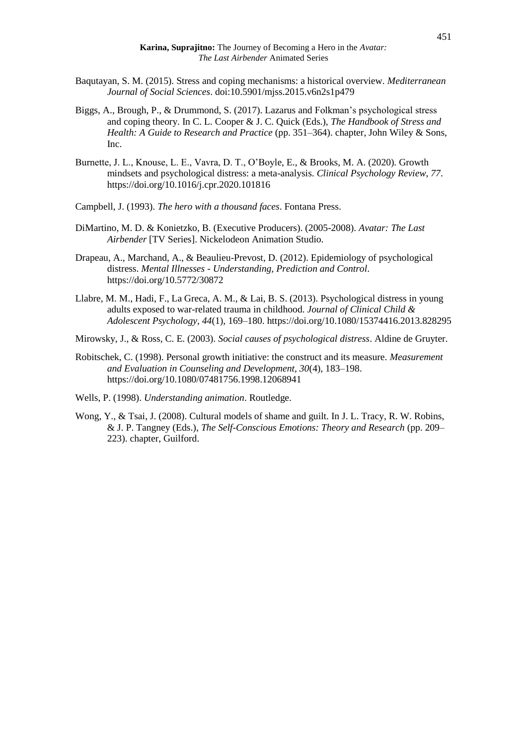Baqutayan, S. M. (2015). Stress and coping mechanisms: a historical overview. *Mediterranean Journal of Social Sciences*. doi:10.5901/mjss.2015.v6n2s1p479

Biggs, A., Brough, P., & Drummond, S. (2017). Lazarus and Folkman's psychological stress and coping theory. In C. L. Cooper & J. C. Quick (Eds.), *The Handbook of Stress and Health: A Guide to Research and Practice* (pp. 351–364). chapter, John Wiley & Sons, Inc.

Burnette, J. L., Knouse, L. E., Vavra, D. T., O'Boyle, E., & Brooks, M. A. (2020). Growth mindsets and psychological distress: a meta-analysis. *Clinical Psychology Review*, *77*. https://doi.org/10.1016/j.cpr.2020.101816

Campbell, J. (1993). *The hero with a thousand faces*. Fontana Press.

DiMartino, M. D. & Konietzko, B. (Executive Producers). (2005-2008). *Avatar: The Last Airbender* [TV Series]. Nickelodeon Animation Studio.

Drapeau, A., Marchand, A., & Beaulieu-Prevost, D. (2012). Epidemiology of psychological distress. *Mental Illnesses - Understanding, Prediction and Control*. https://doi.org/10.5772/30872

Llabre, M. M., Hadi, F., La Greca, A. M., & Lai, B. S. (2013). Psychological distress in young adults exposed to war-related trauma in childhood. *Journal of Clinical Child & Adolescent Psychology*, *44*(1), 169–180. https://doi.org/10.1080/15374416.2013.828295

Mirowsky, J., & Ross, C. E. (2003). *Social causes of psychological distress*. Aldine de Gruyter.

Robitschek, C. (1998). Personal growth initiative: the construct and its measure. *Measurement and Evaluation in Counseling and Development*, *30*(4), 183–198. https://doi.org/10.1080/07481756.1998.12068941

Wells, P. (1998). *Understanding animation*. Routledge.

Wong, Y., & Tsai, J. (2008). Cultural models of shame and guilt. In J. L. Tracy, R. W. Robins, & J. P. Tangney (Eds.), *The Self-Conscious Emotions: Theory and Research* (pp. 209–223). chapter, Guilford.